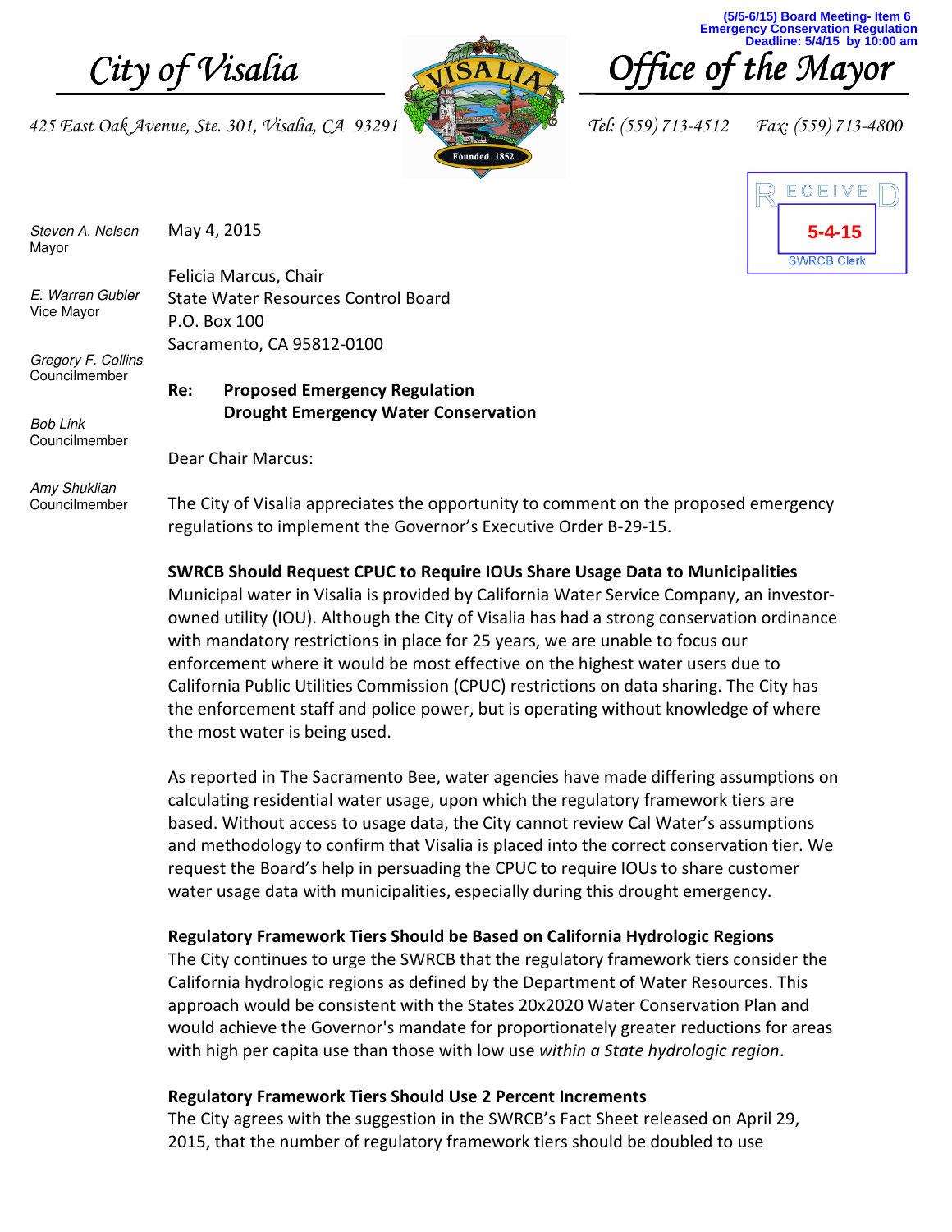(5/5-6/15) Board Meeting- Item 6
Emergency Conservation Regulation
Deadline: 5/4/15 by 10:00 am

# City of Visalia

425 East Oak Avenue, Ste. 301, Visalia, CA 93291

# Office of the Mayor

Tel: (559) 713-4512 Fax: (559) 713-4800

RECEIVED
5-4-15
SWRCB Clerk

*Steven A. Nelsen*
Mayor

*E. Warren Gubler*
Vice Mayor

*Gregory F. Collins*
Councilmember

*Bob Link*
Councilmember

*Amy Shuklian*
Councilmember

May 4, 2015

Felicia Marcus, Chair
State Water Resources Control Board
P.O. Box 100
Sacramento, CA 95812-0100

**Re: Proposed Emergency Regulation**
**Drought Emergency Water Conservation**

Dear Chair Marcus:

The City of Visalia appreciates the opportunity to comment on the proposed emergency regulations to implement the Governor's Executive Order B-29-15.

**SWRCB Should Request CPUC to Require IOUs Share Usage Data to Municipalities**
Municipal water in Visalia is provided by California Water Service Company, an investor-owned utility (IOU). Although the City of Visalia has had a strong conservation ordinance with mandatory restrictions in place for 25 years, we are unable to focus our enforcement where it would be most effective on the highest water users due to California Public Utilities Commission (CPUC) restrictions on data sharing. The City has the enforcement staff and police power, but is operating without knowledge of where the most water is being used.

As reported in The Sacramento Bee, water agencies have made differing assumptions on calculating residential water usage, upon which the regulatory framework tiers are based. Without access to usage data, the City cannot review Cal Water's assumptions and methodology to confirm that Visalia is placed into the correct conservation tier. We request the Board's help in persuading the CPUC to require IOUs to share customer water usage data with municipalities, especially during this drought emergency.

**Regulatory Framework Tiers Should be Based on California Hydrologic Regions**
The City continues to urge the SWRCB that the regulatory framework tiers consider the California hydrologic regions as defined by the Department of Water Resources. This approach would be consistent with the States 20x2020 Water Conservation Plan and would achieve the Governor's mandate for proportionately greater reductions for areas with high per capita use than those with low use *within a State hydrologic region*.

**Regulatory Framework Tiers Should Use 2 Percent Increments**
The City agrees with the suggestion in the SWRCB's Fact Sheet released on April 29, 2015, that the number of regulatory framework tiers should be doubled to use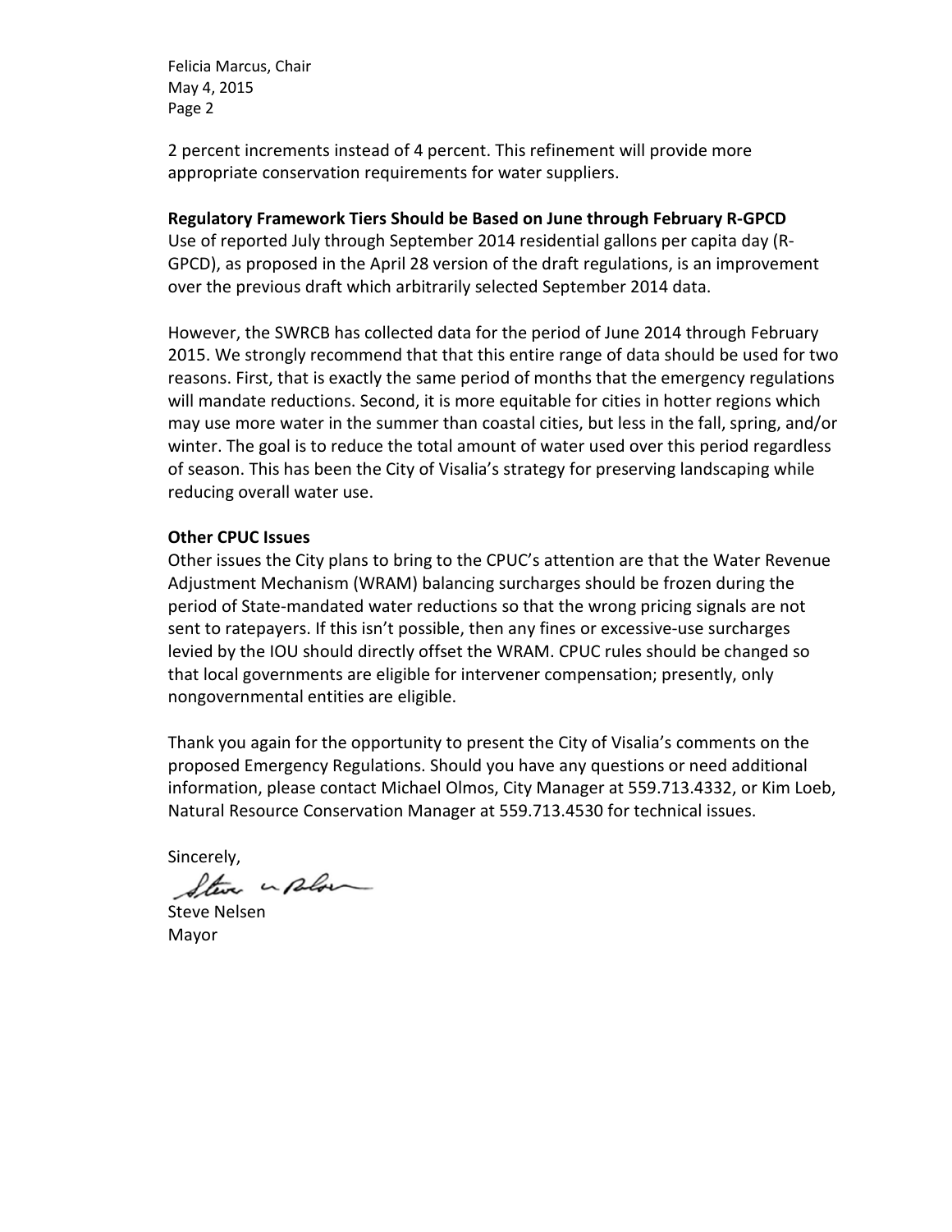2 percent increments instead of 4 percent. This refinement will provide more appropriate conservation requirements for water suppliers.

**Regulatory Framework Tiers Should be Based on June through February R-GPCD**

Use of reported July through September 2014 residential gallons per capita day (R-GPCD), as proposed in the April 28 version of the draft regulations, is an improvement over the previous draft which arbitrarily selected September 2014 data.

However, the SWRCB has collected data for the period of June 2014 through February 2015. We strongly recommend that that this entire range of data should be used for two reasons. First, that is exactly the same period of months that the emergency regulations will mandate reductions. Second, it is more equitable for cities in hotter regions which may use more water in the summer than coastal cities, but less in the fall, spring, and/or winter. The goal is to reduce the total amount of water used over this period regardless of season. This has been the City of Visalia's strategy for preserving landscaping while reducing overall water use.

**Other CPUC Issues**

Other issues the City plans to bring to the CPUC's attention are that the Water Revenue Adjustment Mechanism (WRAM) balancing surcharges should be frozen during the period of State-mandated water reductions so that the wrong pricing signals are not sent to ratepayers. If this isn't possible, then any fines or excessive-use surcharges levied by the IOU should directly offset the WRAM. CPUC rules should be changed so that local governments are eligible for intervener compensation; presently, only nongovernmental entities are eligible.

Thank you again for the opportunity to present the City of Visalia's comments on the proposed Emergency Regulations. Should you have any questions or need additional information, please contact Michael Olmos, City Manager at 559.713.4332, or Kim Loeb, Natural Resource Conservation Manager at 559.713.4530 for technical issues.

Sincerely,

Steve Nelsen  
Mayor